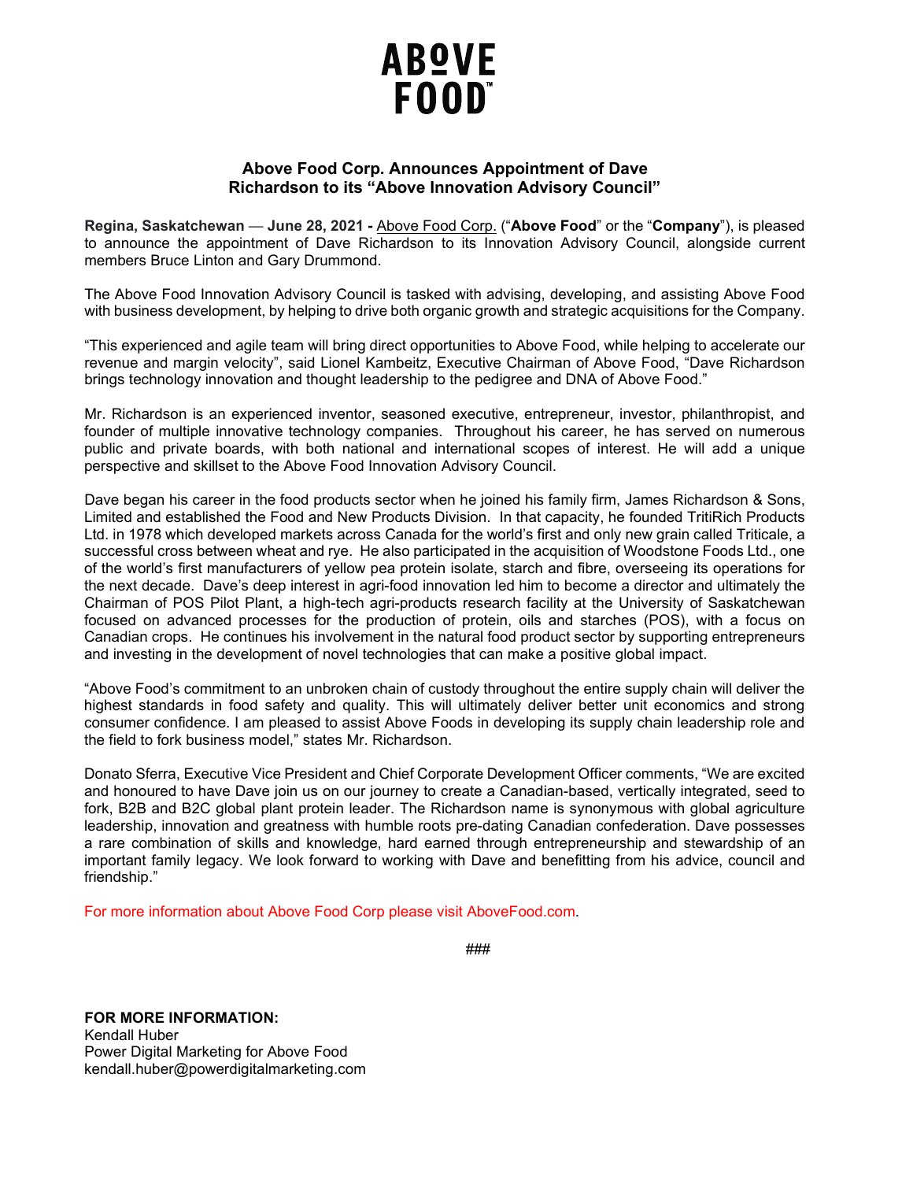# ABOVE FOOD

## Above Food Corp. Announces Appointment of Dave Richardson to its "Above Innovation Advisory Council"

**Regina, Saskatchewan** — **June 28, 2021 -** Above Food Corp. ("**Above Food**" or the "**Company**"), is pleased to announce the appointment of Dave Richardson to its Innovation Advisory Council, alongside current members Bruce Linton and Gary Drummond.

The Above Food Innovation Advisory Council is tasked with advising, developing, and assisting Above Food with business development, by helping to drive both organic growth and strategic acquisitions for the Company.

"This experienced and agile team will bring direct opportunities to Above Food, while helping to accelerate our revenue and margin velocity", said Lionel Kambeitz, Executive Chairman of Above Food, "Dave Richardson brings technology innovation and thought leadership to the pedigree and DNA of Above Food."

Mr. Richardson is an experienced inventor, seasoned executive, entrepreneur, investor, philanthropist, and founder of multiple innovative technology companies. Throughout his career, he has served on numerous public and private boards, with both national and international scopes of interest. He will add a unique perspective and skillset to the Above Food Innovation Advisory Council.

Dave began his career in the food products sector when he joined his family firm, James Richardson & Sons, Limited and established the Food and New Products Division. In that capacity, he founded TritiRich Products Ltd. in 1978 which developed markets across Canada for the world's first and only new grain called Triticale, a successful cross between wheat and rye. He also participated in the acquisition of Woodstone Foods Ltd., one of the world's first manufacturers of yellow pea protein isolate, starch and fibre, overseeing its operations for the next decade. Dave's deep interest in agri-food innovation led him to become a director and ultimately the Chairman of POS Pilot Plant, a high-tech agri-products research facility at the University of Saskatchewan focused on advanced processes for the production of protein, oils and starches (POS), with a focus on Canadian crops. He continues his involvement in the natural food product sector by supporting entrepreneurs and investing in the development of novel technologies that can make a positive global impact.

"Above Food's commitment to an unbroken chain of custody throughout the entire supply chain will deliver the highest standards in food safety and quality. This will ultimately deliver better unit economics and strong consumer confidence. I am pleased to assist Above Foods in developing its supply chain leadership role and the field to fork business model," states Mr. Richardson.

Donato Sferra, Executive Vice President and Chief Corporate Development Officer comments, "We are excited and honoured to have Dave join us on our journey to create a Canadian-based, vertically integrated, seed to fork, B2B and B2C global plant protein leader. The Richardson name is synonymous with global agriculture leadership, innovation and greatness with humble roots pre-dating Canadian confederation. Dave possesses a rare combination of skills and knowledge, hard earned through entrepreneurship and stewardship of an important family legacy. We look forward to working with Dave and benefitting from his advice, council and friendship."

For more information about Above Food Corp please visit AboveFood.com.

###

**FOR MORE INFORMATION:**
Kendall Huber
Power Digital Marketing for Above Food
kendall.huber@powerdigitalmarketing.com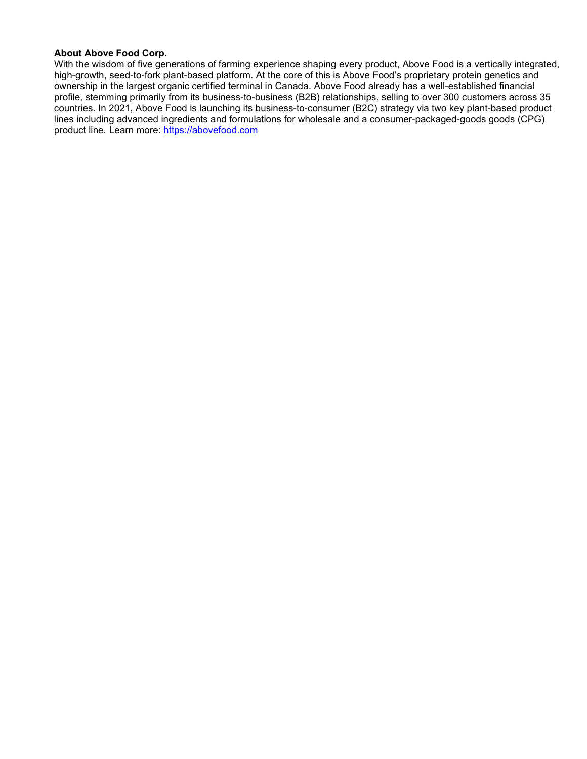**About Above Food Corp.**

With the wisdom of five generations of farming experience shaping every product, Above Food is a vertically integrated, high-growth, seed-to-fork plant-based platform. At the core of this is Above Food's proprietary protein genetics and ownership in the largest organic certified terminal in Canada. Above Food already has a well-established financial profile, stemming primarily from its business-to-business (B2B) relationships, selling to over 300 customers across 35 countries. In 2021, Above Food is launching its business-to-consumer (B2C) strategy via two key plant-based product lines including advanced ingredients and formulations for wholesale and a consumer-packaged-goods goods (CPG) product line. Learn more: [https://abovefood.com](https://abovefood.com)